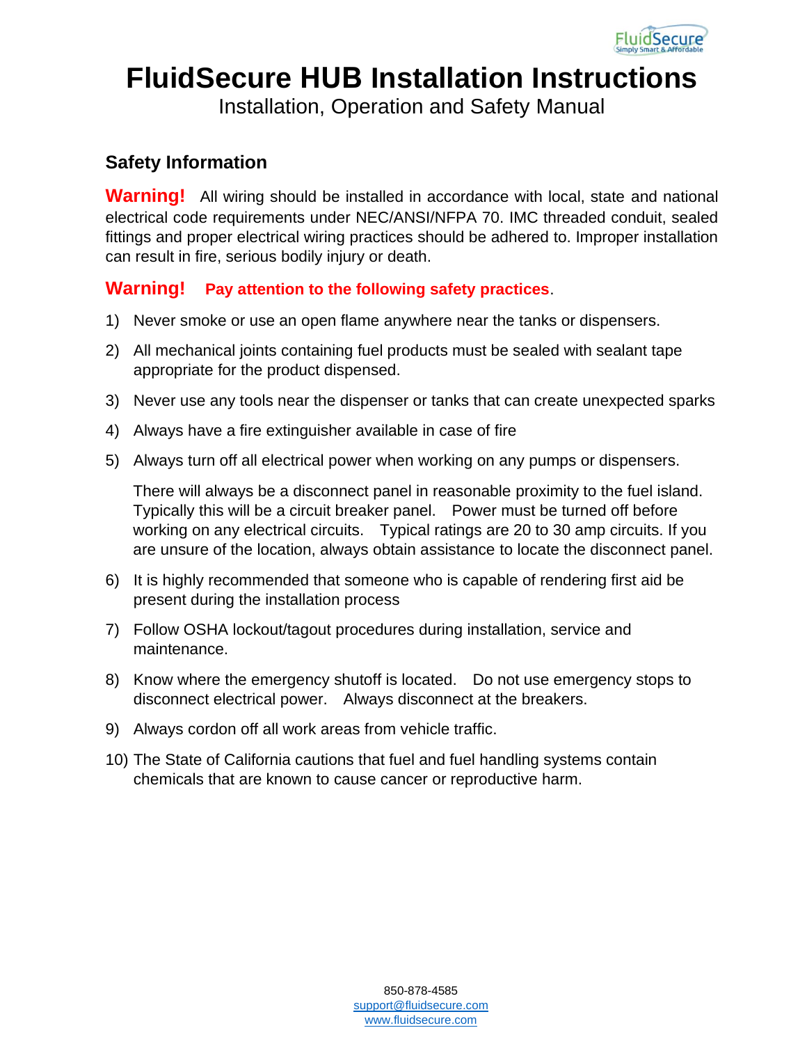# FluidSecure HUB Installation Instructions

Installation, Operation and Safety Manual

## Safety Information

**Warning!** All wiring should be installed in accordance with local, state and national electrical code requirements under NEC/ANSI/NFPA 70. IMC threaded conduit, sealed fittings and proper electrical wiring practices should be adhered to. Improper installation can result in fire, serious bodily injury or death.

**Warning!** **Pay attention to the following safety practices**.

1) Never smoke or use an open flame anywhere near the tanks or dispensers.
2) All mechanical joints containing fuel products must be sealed with sealant tape appropriate for the product dispensed.
3) Never use any tools near the dispenser or tanks that can create unexpected sparks
4) Always have a fire extinguisher available in case of fire
5) Always turn off all electrical power when working on any pumps or dispensers.

   There will always be a disconnect panel in reasonable proximity to the fuel island. Typically this will be a circuit breaker panel. Power must be turned off before working on any electrical circuits. Typical ratings are 20 to 30 amp circuits. If you are unsure of the location, always obtain assistance to locate the disconnect panel.

6) It is highly recommended that someone who is capable of rendering first aid be present during the installation process
7) Follow OSHA lockout/tagout procedures during installation, service and maintenance.
8) Know where the emergency shutoff is located. Do not use emergency stops to disconnect electrical power. Always disconnect at the breakers.
9) Always cordon off all work areas from vehicle traffic.
10) The State of California cautions that fuel and fuel handling systems contain chemicals that are known to cause cancer or reproductive harm.

850-878-4585
support@fluidsecure.com
www.fluidsecure.com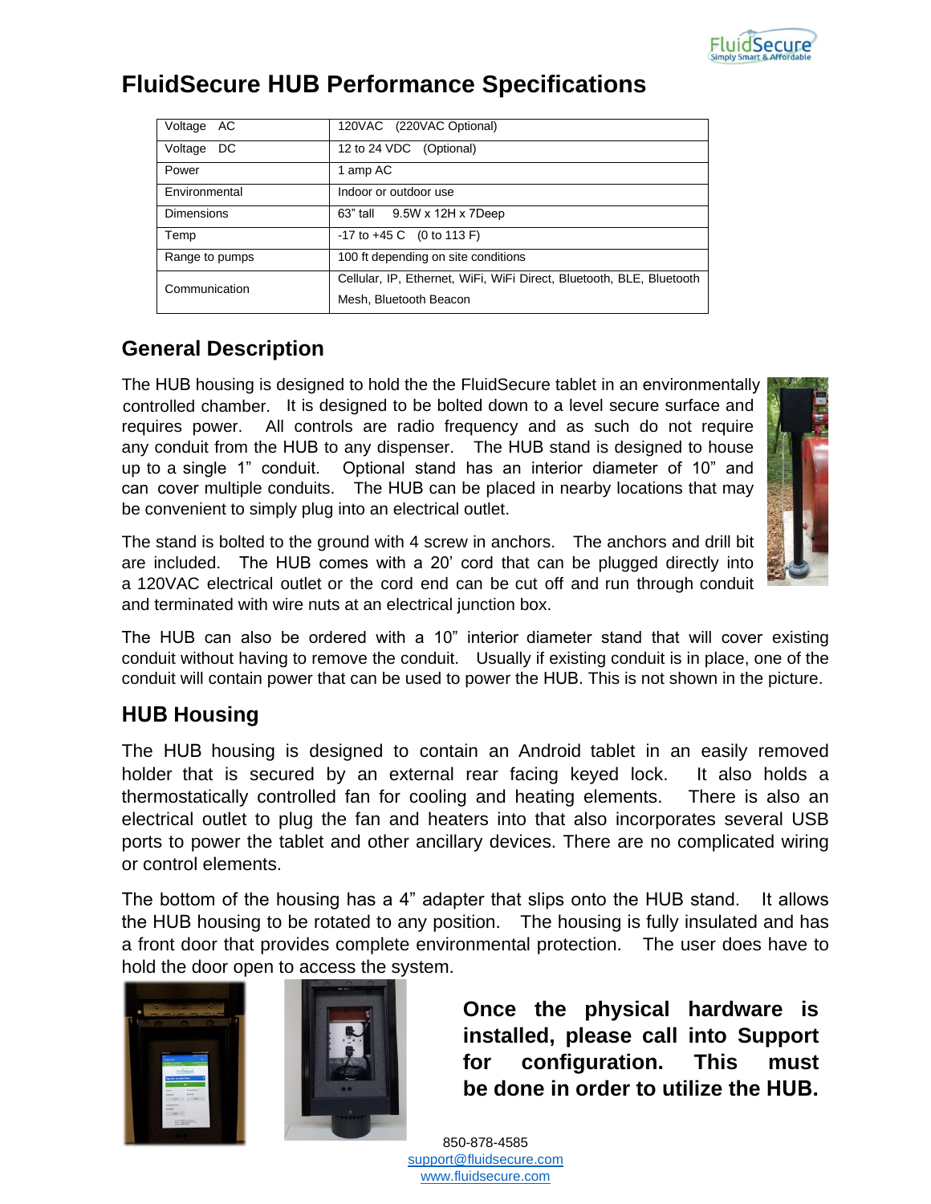# FluidSecure HUB Performance Specifications

| | |
|---|---|
| Voltage AC | 120VAC (220VAC Optional) |
| Voltage DC | 12 to 24 VDC (Optional) |
| Power | 1 amp AC |
| Environmental | Indoor or outdoor use |
| Dimensions | 63" tall 9.5W x 12H x 7Deep |
| Temp | -17 to +45 C (0 to 113 F) |
| Range to pumps | 100 ft depending on site conditions |
| Communication | Cellular, IP, Ethernet, WiFi, WiFi Direct, Bluetooth, BLE, Bluetooth Mesh, Bluetooth Beacon |

## General Description

The HUB housing is designed to hold the the FluidSecure tablet in an environmentally controlled chamber. It is designed to be bolted down to a level secure surface and requires power. All controls are radio frequency and as such do not require any conduit from the HUB to any dispenser. The HUB stand is designed to house up to a single 1" conduit. Optional stand has an interior diameter of 10" and can cover multiple conduits. The HUB can be placed in nearby locations that may be convenient to simply plug into an electrical outlet.

The stand is bolted to the ground with 4 screw in anchors. The anchors and drill bit are included. The HUB comes with a 20' cord that can be plugged directly into a 120VAC electrical outlet or the cord end can be cut off and run through conduit and terminated with wire nuts at an electrical junction box.

The HUB can also be ordered with a 10" interior diameter stand that will cover existing conduit without having to remove the conduit. Usually if existing conduit is in place, one of the conduit will contain power that can be used to power the HUB. This is not shown in the picture.

## HUB Housing

The HUB housing is designed to contain an Android tablet in an easily removed holder that is secured by an external rear facing keyed lock. It also holds a thermostatically controlled fan for cooling and heating elements. There is also an electrical outlet to plug the fan and heaters into that also incorporates several USB ports to power the tablet and other ancillary devices. There are no complicated wiring or control elements.

The bottom of the housing has a 4" adapter that slips onto the HUB stand. It allows the HUB housing to be rotated to any position. The housing is fully insulated and has a front door that provides complete environmental protection. The user does have to hold the door open to access the system.

**Once the physical hardware is installed, please call into Support for configuration. This must be done in order to utilize the HUB.**

850-878-4585
support@fluidsecure.com
www.fluidsecure.com